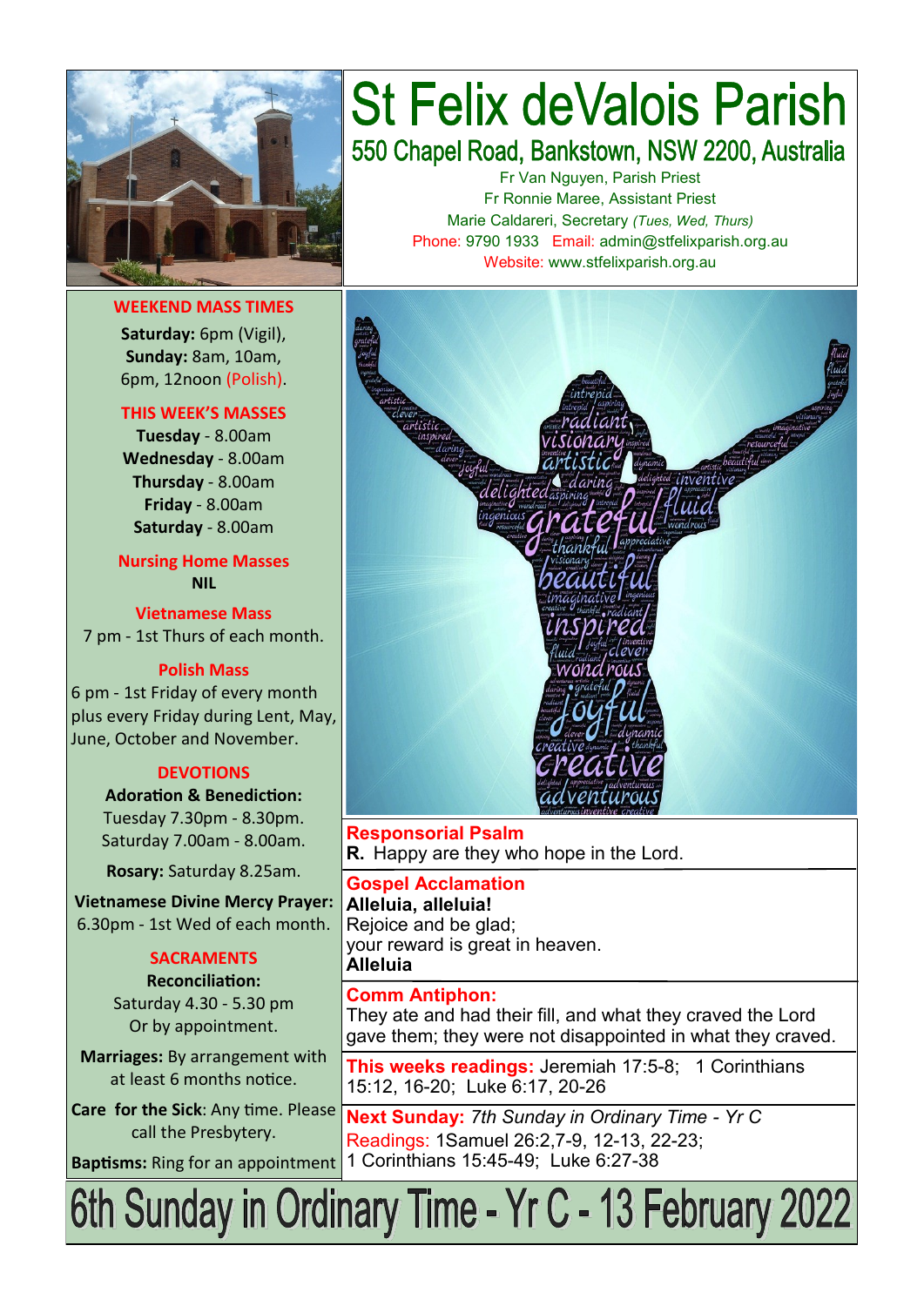# St Felix deValois Parish

## 550 Chapel Road, Bankstown, NSW 2200, Australia

Fr Van Nguyen, Parish Priest
Fr Ronnie Maree, Assistant Priest
Marie Caldareri, Secretary *(Tues, Wed, Thurs)*
Phone: 9790 1933 Email: admin@stfelixparish.org.au
Website: www.stfelixparish.org.au

### WEEKEND MASS TIMES

**Saturday:** 6pm (Vigil),
**Sunday:** 8am, 10am,
6pm, 12noon (Polish).

### THIS WEEK'S MASSES

**Tuesday** - 8.00am
**Wednesday** - 8.00am
**Thursday** - 8.00am
**Friday** - 8.00am
**Saturday** - 8.00am

### Nursing Home Masses

**NIL**

### Vietnamese Mass

7 pm - 1st Thurs of each month.

### Polish Mass

6 pm - 1st Friday of every month plus every Friday during Lent, May, June, October and November.

### DEVOTIONS

**Adoration & Benediction:**
Tuesday 7.30pm - 8.30pm.
Saturday 7.00am - 8.00am.

**Rosary:** Saturday 8.25am.

**Vietnamese Divine Mercy Prayer:**
6.30pm - 1st Wed of each month.

### SACRAMENTS

**Reconciliation:**
Saturday 4.30 - 5.30 pm
Or by appointment.

**Marriages:** By arrangement with at least 6 months notice.

**Care for the Sick**: Any time. Please call the Presbytery.

**Baptisms:** Ring for an appointment

**Responsorial Psalm**
**R.** Happy are they who hope in the Lord.

**Gospel Acclamation**
**Alleluia, alleluia!**
Rejoice and be glad;
your reward is great in heaven.
**Alleluia**

**Comm Antiphon:**
They ate and had their fill, and what they craved the Lord gave them; they were not disappointed in what they craved.

**This weeks readings:** Jeremiah 17:5-8; 1 Corinthians 15:12, 16-20; Luke 6:17, 20-26

**Next Sunday:** *7th Sunday in Ordinary Time - Yr C*
Readings: 1Samuel 26:2,7-9, 12-13, 22-23; 1 Corinthians 15:45-49; Luke 6:27-38

# 6th Sunday in Ordinary Time - Yr C - 13 February 2022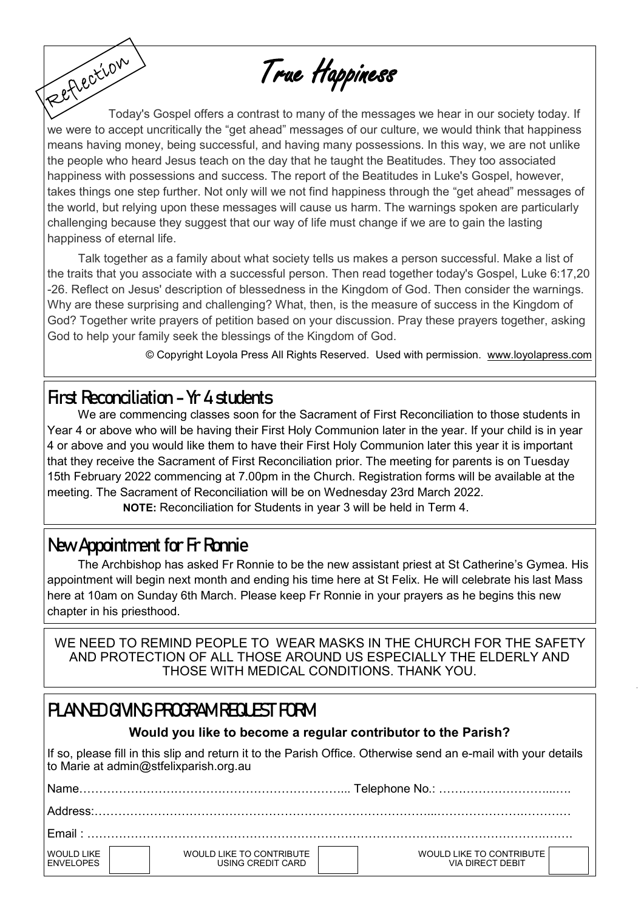Reflection

# True Happiness

Today's Gospel offers a contrast to many of the messages we hear in our society today. If we were to accept uncritically the "get ahead" messages of our culture, we would think that happiness means having money, being successful, and having many possessions. In this way, we are not unlike the people who heard Jesus teach on the day that he taught the Beatitudes. They too associated happiness with possessions and success. The report of the Beatitudes in Luke's Gospel, however, takes things one step further. Not only will we not find happiness through the "get ahead" messages of the world, but relying upon these messages will cause us harm. The warnings spoken are particularly challenging because they suggest that our way of life must change if we are to gain the lasting happiness of eternal life.

Talk together as a family about what society tells us makes a person successful. Make a list of the traits that you associate with a successful person. Then read together today's Gospel, Luke 6:17,20 -26. Reflect on Jesus' description of blessedness in the Kingdom of God. Then consider the warnings. Why are these surprising and challenging? What, then, is the measure of success in the Kingdom of God? Together write prayers of petition based on your discussion. Pray these prayers together, asking God to help your family seek the blessings of the Kingdom of God.

© Copyright Loyola Press All Rights Reserved. Used with permission. www.loyolapress.com

## First Reconciliation - Yr 4 students

We are commencing classes soon for the Sacrament of First Reconciliation to those students in Year 4 or above who will be having their First Holy Communion later in the year. If your child is in year 4 or above and you would like them to have their First Holy Communion later this year it is important that they receive the Sacrament of First Reconciliation prior. The meeting for parents is on Tuesday 15th February 2022 commencing at 7.00pm in the Church. Registration forms will be available at the meeting. The Sacrament of Reconciliation will be on Wednesday 23rd March 2022.

**NOTE:** Reconciliation for Students in year 3 will be held in Term 4.

## New Appointment for Fr Ronnie

The Archbishop has asked Fr Ronnie to be the new assistant priest at St Catherine's Gymea. His appointment will begin next month and ending his time here at St Felix. He will celebrate his last Mass here at 10am on Sunday 6th March. Please keep Fr Ronnie in your prayers as he begins this new chapter in his priesthood.

WE NEED TO REMIND PEOPLE TO WEAR MASKS IN THE CHURCH FOR THE SAFETY AND PROTECTION OF ALL THOSE AROUND US ESPECIALLY THE ELDERLY AND THOSE WITH MEDICAL CONDITIONS. THANK YOU.

## PLANNED GIVING PROGRAM REQUEST FORM

**Would you like to become a regular contributor to the Parish?**

If so, please fill in this slip and return it to the Parish Office. Otherwise send an e-mail with your details to Marie at admin@stfelixparish.org.au

Name…………………………………………………………... Telephone No.: ………………………...….

Address:……………………………………………………………………………...…………………….…………

Email : ………………………………………………………………………………………….……………….…….

| WOULD LIKE ENVELOPES | ☐ | WOULD LIKE TO CONTRIBUTE USING CREDIT CARD | ☐ | WOULD LIKE TO CONTRIBUTE VIA DIRECT DEBIT | ☐ |
|---|---|---|---|---|---|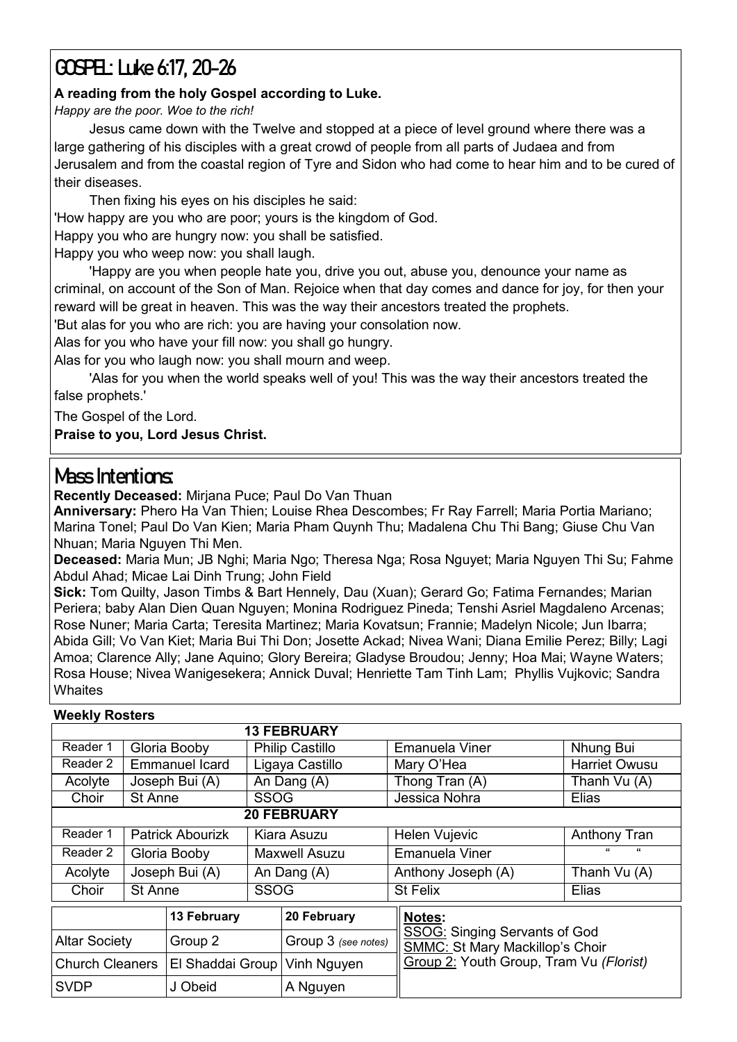# GOSPEL: Luke 6:17, 20-26

**A reading from the holy Gospel according to Luke.**

*Happy are the poor. Woe to the rich!*

Jesus came down with the Twelve and stopped at a piece of level ground where there was a large gathering of his disciples with a great crowd of people from all parts of Judaea and from Jerusalem and from the coastal region of Tyre and Sidon who had come to hear him and to be cured of their diseases.

Then fixing his eyes on his disciples he said:

'How happy are you who are poor; yours is the kingdom of God.
Happy you who are hungry now: you shall be satisfied.
Happy you who weep now: you shall laugh.

'Happy are you when people hate you, drive you out, abuse you, denounce your name as criminal, on account of the Son of Man. Rejoice when that day comes and dance for joy, for then your reward will be great in heaven. This was the way their ancestors treated the prophets.

'But alas for you who are rich: you are having your consolation now.
Alas for you who have your fill now: you shall go hungry.
Alas for you who laugh now: you shall mourn and weep.

'Alas for you when the world speaks well of you! This was the way their ancestors treated the false prophets.'

The Gospel of the Lord.

**Praise to you, Lord Jesus Christ.**

# Mass Intentions:

**Recently Deceased:** Mirjana Puce; Paul Do Van Thuan

**Anniversary:** Phero Ha Van Thien; Louise Rhea Descombes; Fr Ray Farrell; Maria Portia Mariano; Marina Tonel; Paul Do Van Kien; Maria Pham Quynh Thu; Madalena Chu Thi Bang; Giuse Chu Van Nhuan; Maria Nguyen Thi Men.

**Deceased:** Maria Mun; JB Nghi; Maria Ngo; Theresa Nga; Rosa Nguyet; Maria Nguyen Thi Su; Fahme Abdul Ahad; Micae Lai Dinh Trung; John Field

**Sick:** Tom Quilty, Jason Timbs & Bart Hennely, Dau (Xuan); Gerard Go; Fatima Fernandes; Marian Periera; baby Alan Dien Quan Nguyen; Monina Rodriguez Pineda; Tenshi Asriel Magdaleno Arcenas; Rose Nuner; Maria Carta; Teresita Martinez; Maria Kovatsun; Frannie; Madelyn Nicole; Jun Ibarra; Abida Gill; Vo Van Kiet; Maria Bui Thi Don; Josette Ackad; Nivea Wani; Diana Emilie Perez; Billy; Lagi Amoa; Clarence Ally; Jane Aquino; Glory Bereira; Gladyse Broudou; Jenny; Hoa Mai; Wayne Waters; Rosa House; Nivea Wanigesekera; Annick Duval; Henriette Tam Tinh Lam; Phyllis Vujkovic; Sandra Whaites

**Weekly Rosters**

| | | | | |
|---|---|---|---|---|
| **13 FEBRUARY** | | | | |
| Reader 1 | Gloria Booby | Philip Castillo | Emanuela Viner | Nhung Bui |
| Reader 2 | Emmanuel Icard | Ligaya Castillo | Mary O'Hea | Harriet Owusu |
| Acolyte | Joseph Bui (A) | An Dang (A) | Thong Tran (A) | Thanh Vu (A) |
| Choir | St Anne | SSOG | Jessica Nohra | Elias |
| **20 FEBRUARY** | | | | |
| Reader 1 | Patrick Abourizk | Kiara Asuzu | Helen Vujevic | Anthony Tran |
| Reader 2 | Gloria Booby | Maxwell Asuzu | Emanuela Viner | " " |
| Acolyte | Joseph Bui (A) | An Dang (A) | Anthony Joseph (A) | Thanh Vu (A) |
| Choir | St Anne | SSOG | St Felix | Elias |

| | 13 February | 20 February |
|---|---|---|
| Altar Society | Group 2 | Group 3 *(see notes)* |
| Church Cleaners | El Shaddai Group | Vinh Nguyen |
| SVDP | J Obeid | A Nguyen |

**Notes:**
SSOG: Singing Servants of God
SMMC: St Mary Mackillop's Choir
Group 2: Youth Group, Tram Vu *(Florist)*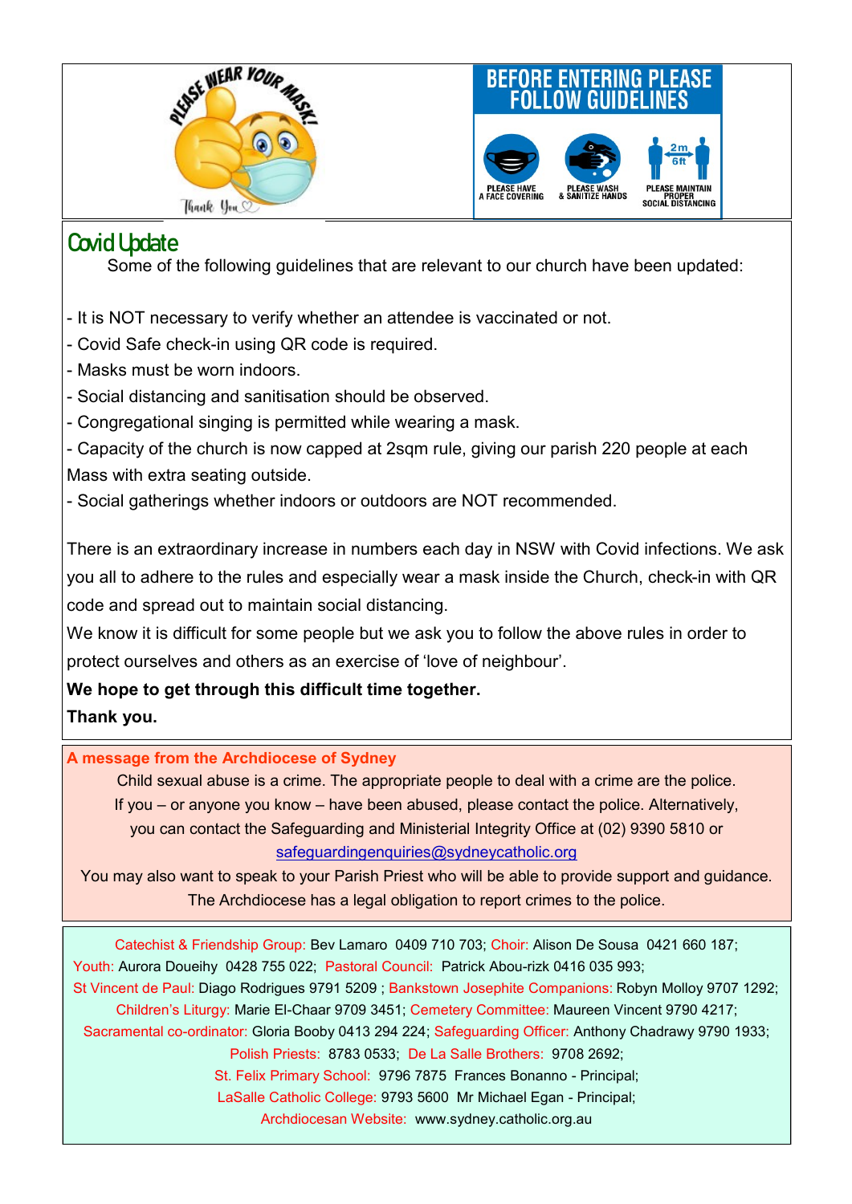PLEASE WEAR YOUR MASK!

Thank You

BEFORE ENTERING PLEASE FOLLOW GUIDELINES

PLEASE HAVE A FACE COVERING

PLEASE WASH & SANITIZE HANDS

2m 6ft

PLEASE MAINTAIN PROPER SOCIAL DISTANCING

## Covid Update

Some of the following guidelines that are relevant to our church have been updated:

- It is NOT necessary to verify whether an attendee is vaccinated or not.
- Covid Safe check-in using QR code is required.
- Masks must be worn indoors.
- Social distancing and sanitisation should be observed.
- Congregational singing is permitted while wearing a mask.
- Capacity of the church is now capped at 2sqm rule, giving our parish 220 people at each Mass with extra seating outside.
- Social gatherings whether indoors or outdoors are NOT recommended.

There is an extraordinary increase in numbers each day in NSW with Covid infections. We ask you all to adhere to the rules and especially wear a mask inside the Church, check-in with QR code and spread out to maintain social distancing.

We know it is difficult for some people but we ask you to follow the above rules in order to protect ourselves and others as an exercise of 'love of neighbour'.

**We hope to get through this difficult time together.**

**Thank you.**

**A message from the Archdiocese of Sydney**

Child sexual abuse is a crime. The appropriate people to deal with a crime are the police. If you – or anyone you know – have been abused, please contact the police. Alternatively, you can contact the Safeguarding and Ministerial Integrity Office at (02) 9390 5810 or safeguardingenquiries@sydneycatholic.org

You may also want to speak to your Parish Priest who will be able to provide support and guidance. The Archdiocese has a legal obligation to report crimes to the police.

Catechist & Friendship Group: Bev Lamaro 0409 710 703; Choir: Alison De Sousa 0421 660 187; Youth: Aurora Doueihy 0428 755 022; Pastoral Council: Patrick Abou-rizk 0416 035 993; St Vincent de Paul: Diago Rodrigues 9791 5209 ; Bankstown Josephite Companions: Robyn Molloy 9707 1292; Children's Liturgy: Marie El-Chaar 9709 3451; Cemetery Committee: Maureen Vincent 9790 4217; Sacramental co-ordinator: Gloria Booby 0413 294 224; Safeguarding Officer: Anthony Chadrawy 9790 1933; Polish Priests: 8783 0533; De La Salle Brothers: 9708 2692; St. Felix Primary School: 9796 7875 Frances Bonanno - Principal; LaSalle Catholic College: 9793 5600 Mr Michael Egan - Principal; Archdiocesan Website: www.sydney.catholic.org.au